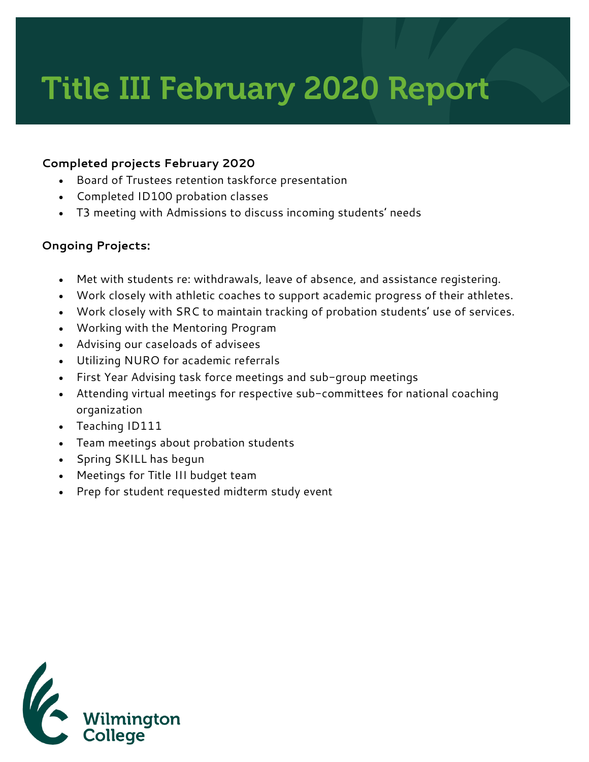# Title III February 2020 Report

**Completed projects February 2020**

- Board of Trustees retention taskforce presentation
- Completed ID100 probation classes
- T3 meeting with Admissions to discuss incoming students' needs

**Ongoing Projects:**

- Met with students re: withdrawals, leave of absence, and assistance registering.
- Work closely with athletic coaches to support academic progress of their athletes.
- Work closely with SRC to maintain tracking of probation students' use of services.
- Working with the Mentoring Program
- Advising our caseloads of advisees
- Utilizing NURO for academic referrals
- First Year Advising task force meetings and sub-group meetings
- Attending virtual meetings for respective sub-committees for national coaching organization
- Teaching ID111
- Team meetings about probation students
- Spring SKILL has begun
- Meetings for Title III budget team
- Prep for student requested midterm study event

Wilmington College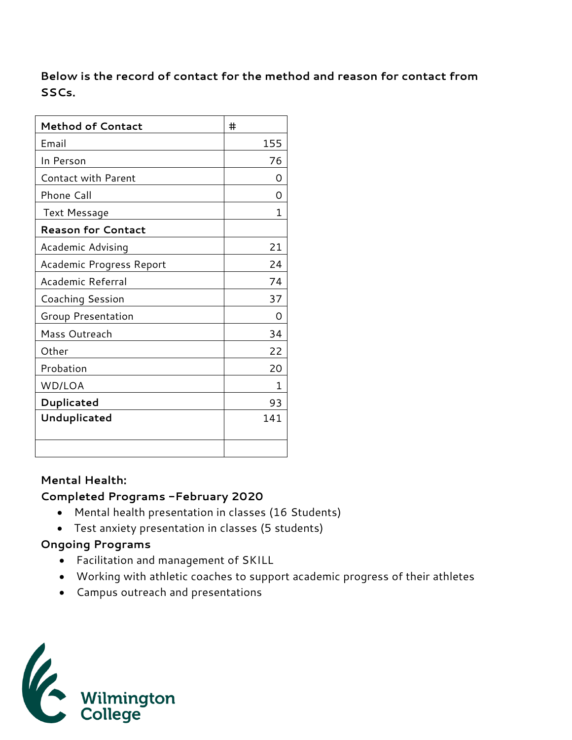**Below is the record of contact for the method and reason for contact from SSCs.**

| **Method of Contact** | # |
|---|---|
| Email | 155 |
| In Person | 76 |
| Contact with Parent | 0 |
| Phone Call | 0 |
| Text Message | 1 |
| **Reason for Contact** | |
| Academic Advising | 21 |
| Academic Progress Report | 24 |
| Academic Referral | 74 |
| Coaching Session | 37 |
| Group Presentation | 0 |
| Mass Outreach | 34 |
| Other | 22 |
| Probation | 20 |
| WD/LOA | 1 |
| **Duplicated** | 93 |
| **Unduplicated** | 141 |
| | |

**Mental Health:**

**Completed Programs –February 2020**

- Mental health presentation in classes (16 Students)
- Test anxiety presentation in classes (5 students)

**Ongoing Programs**

- Facilitation and management of SKILL
- Working with athletic coaches to support academic progress of their athletes
- Campus outreach and presentations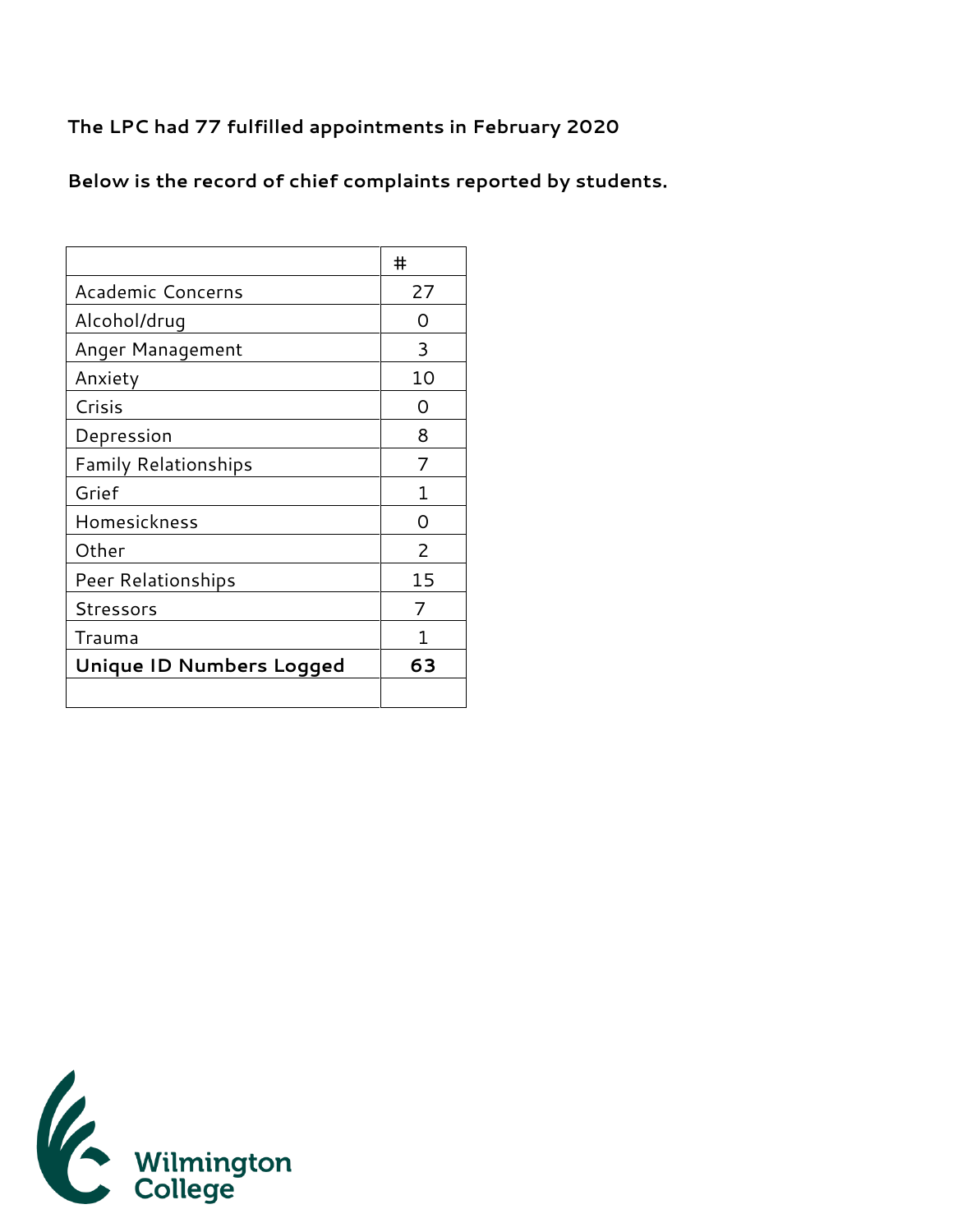**The LPC had 77 fulfilled appointments in February 2020**

**Below is the record of chief complaints reported by students.**

| | # |
|---|---|
| Academic Concerns | 27 |
| Alcohol/drug | 0 |
| Anger Management | 3 |
| Anxiety | 10 |
| Crisis | 0 |
| Depression | 8 |
| Family Relationships | 7 |
| Grief | 1 |
| Homesickness | 0 |
| Other | 2 |
| Peer Relationships | 15 |
| Stressors | 7 |
| Trauma | 1 |
| **Unique ID Numbers Logged** | **63** |
| | |

Wilmington College